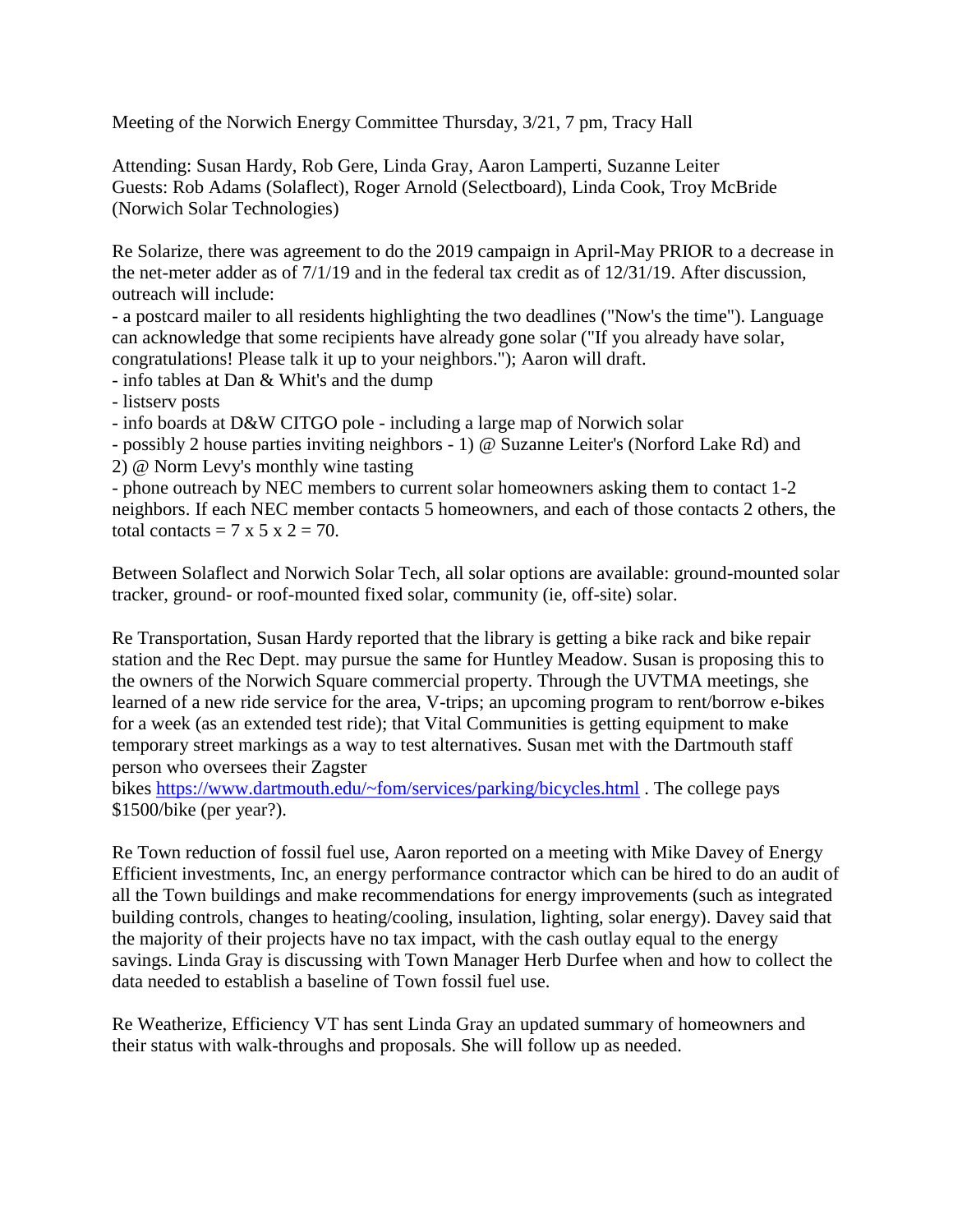Meeting of the Norwich Energy Committee Thursday, 3/21, 7 pm, Tracy Hall

Attending: Susan Hardy, Rob Gere, Linda Gray, Aaron Lamperti, Suzanne Leiter
Guests: Rob Adams (Solaflect), Roger Arnold (Selectboard), Linda Cook, Troy McBride (Norwich Solar Technologies)

Re Solarize, there was agreement to do the 2019 campaign in April-May PRIOR to a decrease in the net-meter adder as of 7/1/19 and in the federal tax credit as of 12/31/19. After discussion, outreach will include:

- a postcard mailer to all residents highlighting the two deadlines ("Now's the time"). Language can acknowledge that some recipients have already gone solar ("If you already have solar, congratulations! Please talk it up to your neighbors."); Aaron will draft.
- info tables at Dan & Whit's and the dump
- listserv posts
- info boards at D&W CITGO pole - including a large map of Norwich solar
- possibly 2 house parties inviting neighbors - 1) @ Suzanne Leiter's (Norford Lake Rd) and 2) @ Norm Levy's monthly wine tasting
- phone outreach by NEC members to current solar homeowners asking them to contact 1-2 neighbors. If each NEC member contacts 5 homeowners, and each of those contacts 2 others, the total contacts = 7 x 5 x 2 = 70.

Between Solaflect and Norwich Solar Tech, all solar options are available: ground-mounted solar tracker, ground- or roof-mounted fixed solar, community (ie, off-site) solar.

Re Transportation, Susan Hardy reported that the library is getting a bike rack and bike repair station and the Rec Dept. may pursue the same for Huntley Meadow. Susan is proposing this to the owners of the Norwich Square commercial property. Through the UVTMA meetings, she learned of a new ride service for the area, V-trips; an upcoming program to rent/borrow e-bikes for a week (as an extended test ride); that Vital Communities is getting equipment to make temporary street markings as a way to test alternatives. Susan met with the Dartmouth staff person who oversees their Zagster bikes https://www.dartmouth.edu/~fom/services/parking/bicycles.html . The college pays $1500/bike (per year?).

Re Town reduction of fossil fuel use, Aaron reported on a meeting with Mike Davey of Energy Efficient investments, Inc, an energy performance contractor which can be hired to do an audit of all the Town buildings and make recommendations for energy improvements (such as integrated building controls, changes to heating/cooling, insulation, lighting, solar energy). Davey said that the majority of their projects have no tax impact, with the cash outlay equal to the energy savings. Linda Gray is discussing with Town Manager Herb Durfee when and how to collect the data needed to establish a baseline of Town fossil fuel use.

Re Weatherize, Efficiency VT has sent Linda Gray an updated summary of homeowners and their status with walk-throughs and proposals. She will follow up as needed.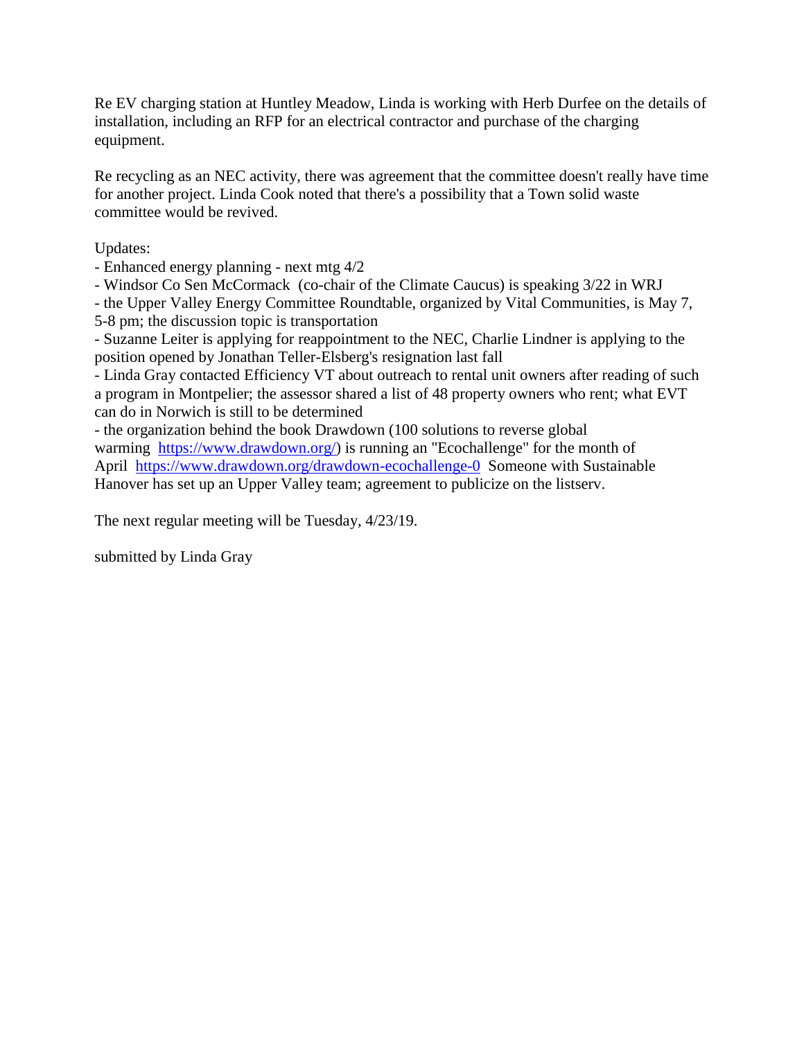Re EV charging station at Huntley Meadow, Linda is working with Herb Durfee on the details of installation, including an RFP for an electrical contractor and purchase of the charging equipment.

Re recycling as an NEC activity, there was agreement that the committee doesn't really have time for another project. Linda Cook noted that there's a possibility that a Town solid waste committee would be revived.

Updates:

- Enhanced energy planning - next mtg 4/2
- Windsor Co Sen McCormack (co-chair of the Climate Caucus) is speaking 3/22 in WRJ
- the Upper Valley Energy Committee Roundtable, organized by Vital Communities, is May 7, 5-8 pm; the discussion topic is transportation
- Suzanne Leiter is applying for reappointment to the NEC, Charlie Lindner is applying to the position opened by Jonathan Teller-Elsberg's resignation last fall
- Linda Gray contacted Efficiency VT about outreach to rental unit owners after reading of such a program in Montpelier; the assessor shared a list of 48 property owners who rent; what EVT can do in Norwich is still to be determined
- the organization behind the book Drawdown (100 solutions to reverse global warming https://www.drawdown.org/) is running an "Ecochallenge" for the month of April https://www.drawdown.org/drawdown-ecochallenge-0 Someone with Sustainable Hanover has set up an Upper Valley team; agreement to publicize on the listserv.

The next regular meeting will be Tuesday, 4/23/19.

submitted by Linda Gray